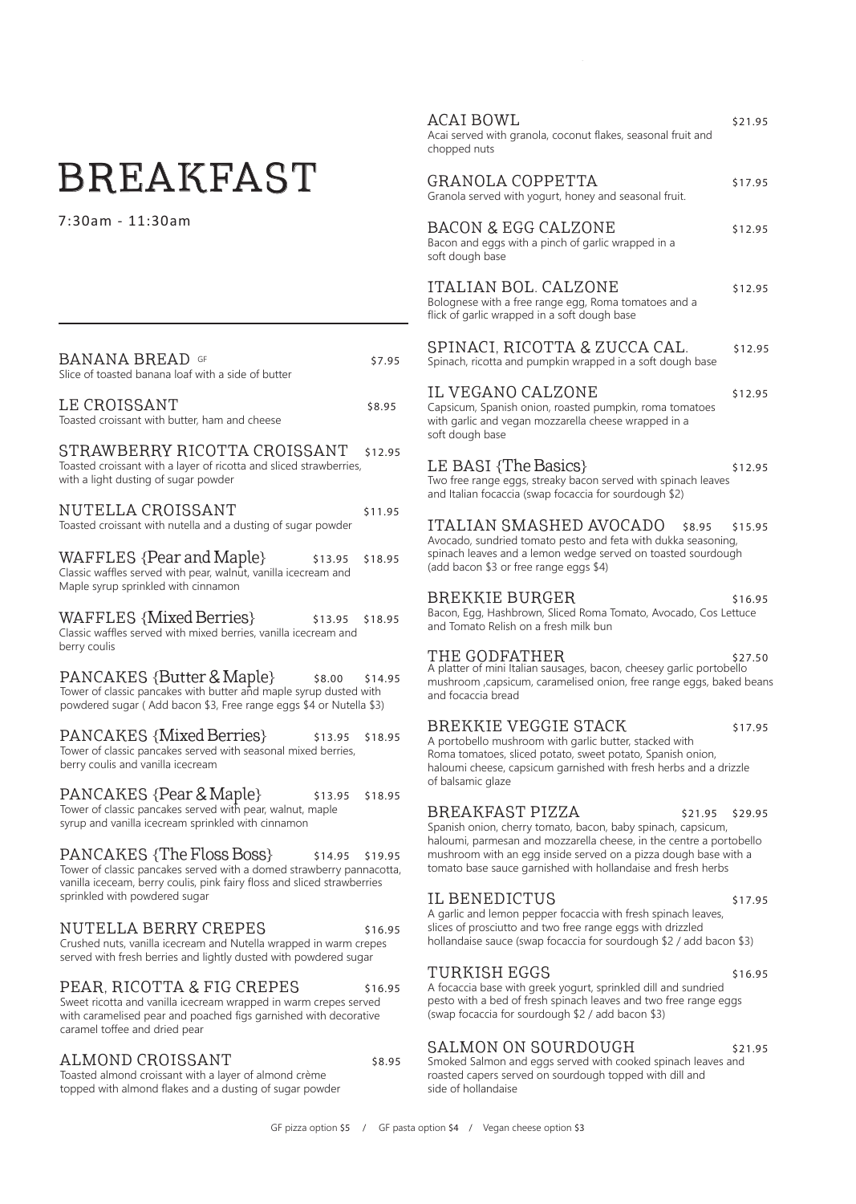# BREAKFAST

7:30am - 11:30am

### BANANA BREAD GF — $7.95
Slice of toasted banana loaf with a side of butter

### LE CROISSANT — $8.95
Toasted croissant with butter, ham and cheese

### STRAWBERRY RICOTTA CROISSANT — $12.95
Toasted croissant with a layer of ricotta and sliced strawberries, with a light dusting of sugar powder

### NUTELLA CROISSANT — $11.95
Toasted croissant with nutella and a dusting of sugar powder

### WAFFLES {Pear and Maple} — $13.95 $18.95
Classic waffles served with pear, walnut, vanilla icecream and Maple syrup sprinkled with cinnamon

### WAFFLES {Mixed Berries} — $13.95 $18.95
Classic waffles served with mixed berries, vanilla icecream and berry coulis

### PANCAKES {Butter & Maple} — $8.00 $14.95
Tower of classic pancakes with butter and maple syrup dusted with powdered sugar ( Add bacon $3, Free range eggs $4 or Nutella $3)

### PANCAKES {Mixed Berries} — $13.95 $18.95
Tower of classic pancakes served with seasonal mixed berries, berry coulis and vanilla icecream

### PANCAKES {Pear & Maple} — $13.95 $18.95
Tower of classic pancakes served with pear, walnut, maple syrup and vanilla icecream sprinkled with cinnamon

### PANCAKES {The Floss Boss} — $14.95 $19.95
Tower of classic pancakes served with a domed strawberry pannacotta, vanilla iceceam, berry coulis, pink fairy floss and sliced strawberries sprinkled with powdered sugar

### NUTELLA BERRY CREPES — $16.95
Crushed nuts, vanilla icecream and Nutella wrapped in warm crepes served with fresh berries and lightly dusted with powdered sugar

### PEAR, RICOTTA & FIG CREPES — $16.95
Sweet ricotta and vanilla icecream wrapped in warm crepes served with caramelised pear and poached figs garnished with decorative caramel toffee and dried pear

### ALMOND CROISSANT — $8.95
Toasted almond croissant with a layer of almond crème topped with almond flakes and a dusting of sugar powder

### ACAI BOWL — $21.95
Acai served with granola, coconut flakes, seasonal fruit and chopped nuts

### GRANOLA COPPETTA — $17.95
Granola served with yogurt, honey and seasonal fruit.

### BACON & EGG CALZONE — $12.95
Bacon and eggs with a pinch of garlic wrapped in a soft dough base

### ITALIAN BOL. CALZONE — $12.95
Bolognese with a free range egg, Roma tomatoes and a flick of garlic wrapped in a soft dough base

### SPINACI, RICOTTA & ZUCCA CAL. — $12.95
Spinach, ricotta and pumpkin wrapped in a soft dough base

### IL VEGANO CALZONE — $12.95
Capsicum, Spanish onion, roasted pumpkin, roma tomatoes with garlic and vegan mozzarella cheese wrapped in a soft dough base

### LE BASI {The Basics} — $12.95
Two free range eggs, streaky bacon served with spinach leaves and Italian focaccia (swap focaccia for sourdough $2)

### ITALIAN SMASHED AVOCADO — $8.95 $15.95
Avocado, sundried tomato pesto and feta with dukka seasoning, spinach leaves and a lemon wedge served on toasted sourdough (add bacon $3 or free range eggs $4)

### BREKKIE BURGER — $16.95
Bacon, Egg, Hashbrown, Sliced Roma Tomato, Avocado, Cos Lettuce and Tomato Relish on a fresh milk bun

### THE GODFATHER — $27.50
A platter of mini Italian sausages, bacon, cheesey garlic portobello mushroom ,capsicum, caramelised onion, free range eggs, baked beans and focaccia bread

### BREKKIE VEGGIE STACK — $17.95
A portobello mushroom with garlic butter, stacked with Roma tomatoes, sliced potato, sweet potato, Spanish onion, haloumi cheese, capsicum garnished with fresh herbs and a drizzle of balsamic glaze

### BREAKFAST PIZZA — $21.95 $29.95
Spanish onion, cherry tomato, bacon, baby spinach, capsicum, haloumi, parmesan and mozzarella cheese, in the centre a portobello mushroom with an egg inside served on a pizza dough base with a tomato base sauce garnished with hollandaise and fresh herbs

### IL BENEDICTUS — $17.95
A garlic and lemon pepper focaccia with fresh spinach leaves, slices of prosciutto and two free range eggs with drizzled hollandaise sauce (swap focaccia for sourdough $2 / add bacon $3)

### TURKISH EGGS — $16.95
A focaccia base with greek yogurt, sprinkled dill and sundried pesto with a bed of fresh spinach leaves and two free range eggs (swap focaccia for sourdough $2 / add bacon $3)

### SALMON ON SOURDOUGH — $21.95
Smoked Salmon and eggs served with cooked spinach leaves and roasted capers served on sourdough topped with dill and side of hollandaise

GF pizza option $5 / GF pasta option $4 / Vegan cheese option $3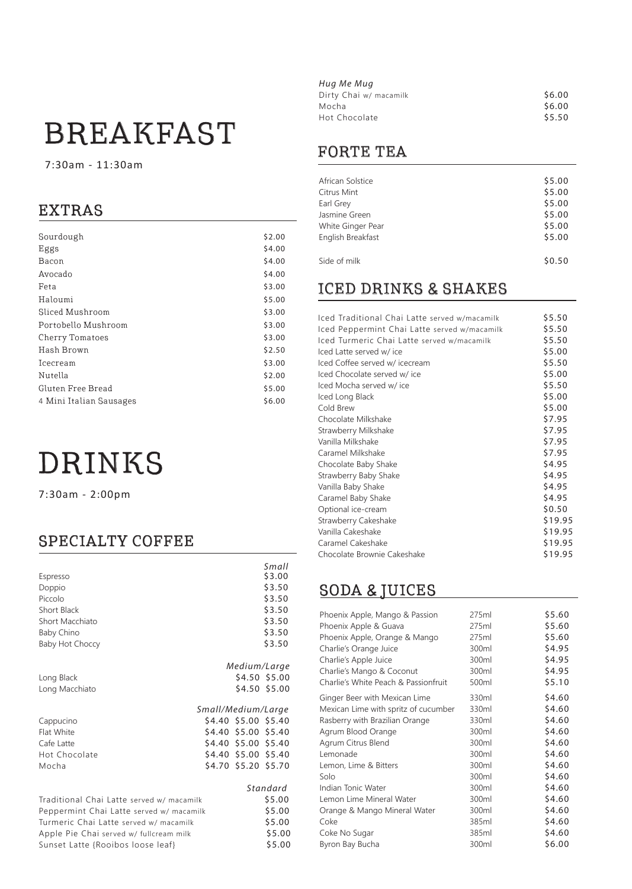# BREAKFAST

7:30am - 11:30am

## EXTRAS

| Item | Price |
| --- | --- |
| Sourdough | $2.00 |
| Eggs | $4.00 |
| Bacon | $4.00 |
| Avocado | $4.00 |
| Feta | $3.00 |
| Haloumi | $5.00 |
| Sliced Mushroom | $3.00 |
| Portobello Mushroom | $3.00 |
| Cherry Tomatoes | $3.00 |
| Hash Brown | $2.50 |
| Icecream | $3.00 |
| Nutella | $2.00 |
| Gluten Free Bread | $5.00 |
| 4 Mini Italian Sausages | $6.00 |

# DRINKS

7:30am - 2:00pm

## SPECIALTY COFFEE

| | *Small* |
| --- | --- |
| Espresso | $3.00 |
| Doppio | $3.50 |
| Piccolo | $3.50 |
| Short Black | $3.50 |
| Short Macchiato | $3.50 |
| Baby Chino | $3.50 |
| Baby Hot Choccy | $3.50 |

| | *Medium* | *Large* |
| --- | --- | --- |
| Long Black | $4.50 | $5.00 |
| Long Macchiato | $4.50 | $5.00 |

| | *Small* | *Medium* | *Large* |
| --- | --- | --- | --- |
| Cappucino | $4.40 | $5.00 | $5.40 |
| Flat White | $4.40 | $5.00 | $5.40 |
| Cafe Latte | $4.40 | $5.00 | $5.40 |
| Hot Chocolate | $4.40 | $5.00 | $5.40 |
| Mocha | $4.70 | $5.20 | $5.70 |

| | *Standard* |
| --- | --- |
| Traditional Chai Latte served w/ macamilk | $5.00 |
| Peppermint Chai Latte served w/ macamilk | $5.00 |
| Turmeric Chai Latte served w/ macamilk | $5.00 |
| Apple Pie Chai served w/ fullcream milk | $5.00 |
| Sunset Latte {Rooibos loose leaf} | $5.00 |

*Hug Me Mug*

| Item | Price |
| --- | --- |
| Dirty Chai w/ macamilk | $6.00 |
| Mocha | $6.00 |
| Hot Chocolate | $5.50 |

## FORTE TEA

| Item | Price |
| --- | --- |
| African Solstice | $5.00 |
| Citrus Mint | $5.00 |
| Earl Grey | $5.00 |
| Jasmine Green | $5.00 |
| White Ginger Pear | $5.00 |
| English Breakfast | $5.00 |
| Side of milk | $0.50 |

## ICED DRINKS & SHAKES

| Item | Price |
| --- | --- |
| Iced Traditional Chai Latte served w/macamilk | $5.50 |
| Iced Peppermint Chai Latte served w/macamilk | $5.50 |
| Iced Turmeric Chai Latte served w/macamilk | $5.50 |
| Iced Latte served w/ ice | $5.00 |
| Iced Coffee served w/ icecream | $5.50 |
| Iced Chocolate served w/ ice | $5.00 |
| Iced Mocha served w/ ice | $5.50 |
| Iced Long Black | $5.00 |
| Cold Brew | $5.00 |
| Chocolate Milkshake | $7.95 |
| Strawberry Milkshake | $7.95 |
| Vanilla Milkshake | $7.95 |
| Caramel Milkshake | $7.95 |
| Chocolate Baby Shake | $4.95 |
| Strawberry Baby Shake | $4.95 |
| Vanilla Baby Shake | $4.95 |
| Caramel Baby Shake | $4.95 |
| Optional ice-cream | $0.50 |
| Strawberry Cakeshake | $19.95 |
| Vanilla Cakeshake | $19.95 |
| Caramel Cakeshake | $19.95 |
| Chocolate Brownie Cakeshake | $19.95 |

## SODA & JUICES

| Item | Size | Price |
| --- | --- | --- |
| Phoenix Apple, Mango & Passion | 275ml | $5.60 |
| Phoenix Apple & Guava | 275ml | $5.60 |
| Phoenix Apple, Orange & Mango | 275ml | $5.60 |
| Charlie's Orange Juice | 300ml | $4.95 |
| Charlie's Apple Juice | 300ml | $4.95 |
| Charlie's Mango & Coconut | 300ml | $4.95 |
| Charlie's White Peach & Passionfruit | 500ml | $5.10 |
| Ginger Beer with Mexican Lime | 330ml | $4.60 |
| Mexican Lime with spritz of cucumber | 330ml | $4.60 |
| Rasberry with Brazilian Orange | 330ml | $4.60 |
| Agrum Blood Orange | 300ml | $4.60 |
| Agrum Citrus Blend | 300ml | $4.60 |
| Lemonade | 300ml | $4.60 |
| Lemon, Lime & Bitters | 300ml | $4.60 |
| Solo | 300ml | $4.60 |
| Indian Tonic Water | 300ml | $4.60 |
| Lemon Lime Mineral Water | 300ml | $4.60 |
| Orange & Mango Mineral Water | 300ml | $4.60 |
| Coke | 385ml | $4.60 |
| Coke No Sugar | 385ml | $4.60 |
| Byron Bay Bucha | 300ml | $6.00 |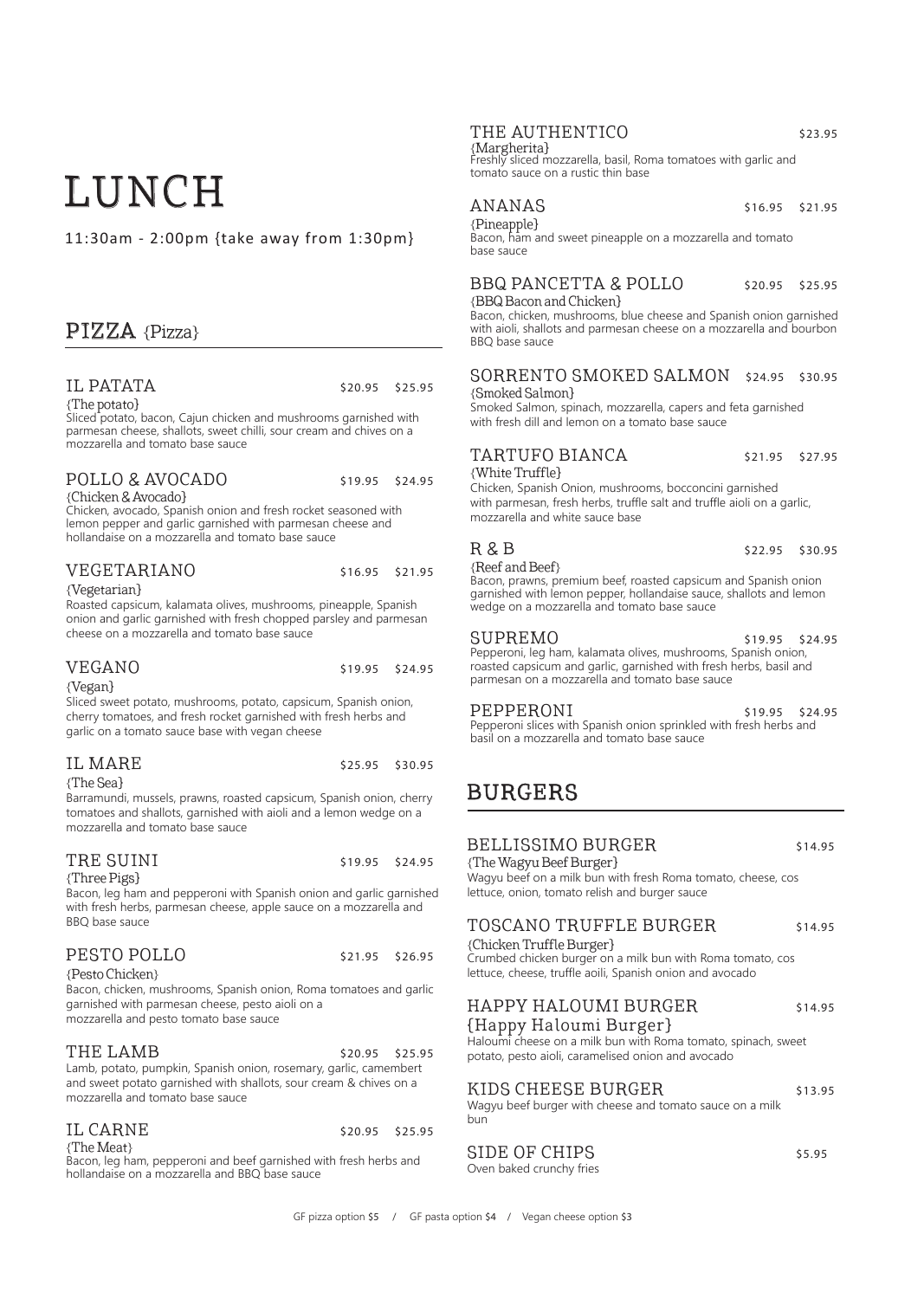# LUNCH

11:30am - 2:00pm {take away from 1:30pm}

## PIZZA {Pizza}

### IL PATATA — $20.95 $25.95
{The potato}
Sliced potato, bacon, Cajun chicken and mushrooms garnished with parmesan cheese, shallots, sweet chilli, sour cream and chives on a mozzarella and tomato base sauce

### POLLO & AVOCADO — $19.95 $24.95
{Chicken & Avocado}
Chicken, avocado, Spanish onion and fresh rocket seasoned with lemon pepper and garlic garnished with parmesan cheese and hollandaise on a mozzarella and tomato base sauce

### VEGETARIANO — $16.95 $21.95
{Vegetarian}
Roasted capsicum, kalamata olives, mushrooms, pineapple, Spanish onion and garlic garnished with fresh chopped parsley and parmesan cheese on a mozzarella and tomato base sauce

### VEGANO — $19.95 $24.95
{Vegan}
Sliced sweet potato, mushrooms, potato, capsicum, Spanish onion, cherry tomatoes, and fresh rocket garnished with fresh herbs and garlic on a tomato sauce base with vegan cheese

### IL MARE — $25.95 $30.95
{The Sea}
Barramundi, mussels, prawns, roasted capsicum, Spanish onion, cherry tomatoes and shallots, garnished with aioli and a lemon wedge on a mozzarella and tomato base sauce

### TRE SUINI — $19.95 $24.95
{Three Pigs}
Bacon, leg ham and pepperoni with Spanish onion and garlic garnished with fresh herbs, parmesan cheese, apple sauce on a mozzarella and BBQ base sauce

### PESTO POLLO — $21.95 $26.95
{Pesto Chicken}
Bacon, chicken, mushrooms, Spanish onion, Roma tomatoes and garlic garnished with parmesan cheese, pesto aioli on a mozzarella and pesto tomato base sauce

### THE LAMB — $20.95 $25.95
Lamb, potato, pumpkin, Spanish onion, rosemary, garlic, camembert and sweet potato garnished with shallots, sour cream & chives on a mozzarella and tomato base sauce

### IL CARNE — $20.95 $25.95
{The Meat}
Bacon, leg ham, pepperoni and beef garnished with fresh herbs and hollandaise on a mozzarella and BBQ base sauce

### THE AUTHENTICO — $23.95
{Margherita}
Freshly sliced mozzarella, basil, Roma tomatoes with garlic and tomato sauce on a rustic thin base

### ANANAS — $16.95 $21.95
{Pineapple}
Bacon, ham and sweet pineapple on a mozzarella and tomato base sauce

### BBQ PANCETTA & POLLO — $20.95 $25.95
{BBQ Bacon and Chicken}
Bacon, chicken, mushrooms, blue cheese and Spanish onion garnished with aioli, shallots and parmesan cheese on a mozzarella and bourbon BBQ base sauce

### SORRENTO SMOKED SALMON — $24.95 $30.95
{Smoked Salmon}
Smoked Salmon, spinach, mozzarella, capers and feta garnished with fresh dill and lemon on a tomato base sauce

### TARTUFO BIANCA — $21.95 $27.95
{White Truffle}
Chicken, Spanish Onion, mushrooms, bocconcini garnished with parmesan, fresh herbs, truffle salt and truffle aioli on a garlic, mozzarella and white sauce base

### R & B — $22.95 $30.95
{Reef and Beef}
Bacon, prawns, premium beef, roasted capsicum and Spanish onion garnished with lemon pepper, hollandaise sauce, shallots and lemon wedge on a mozzarella and tomato base sauce

### SUPREMO — $19.95 $24.95
Pepperoni, leg ham, kalamata olives, mushrooms, Spanish onion, roasted capsicum and garlic, garnished with fresh herbs, basil and parmesan on a mozzarella and tomato base sauce

### PEPPERONI — $19.95 $24.95
Pepperoni slices with Spanish onion sprinkled with fresh herbs and basil on a mozzarella and tomato base sauce

## BURGERS

### BELLISSIMO BURGER — $14.95
{The Wagyu Beef Burger}
Wagyu beef on a milk bun with fresh Roma tomato, cheese, cos lettuce, onion, tomato relish and burger sauce

### TOSCANO TRUFFLE BURGER — $14.95
{Chicken Truffle Burger}
Crumbed chicken burger on a milk bun with Roma tomato, cos lettuce, cheese, truffle aoili, Spanish onion and avocado

### HAPPY HALOUMI BURGER — $14.95
{Happy Haloumi Burger}
Haloumi cheese on a milk bun with Roma tomato, spinach, sweet potato, pesto aioli, caramelised onion and avocado

### KIDS CHEESE BURGER — $13.95
Wagyu beef burger with cheese and tomato sauce on a milk bun

### SIDE OF CHIPS — $5.95
Oven baked crunchy fries

GF pizza option $5 / GF pasta option $4 / Vegan cheese option $3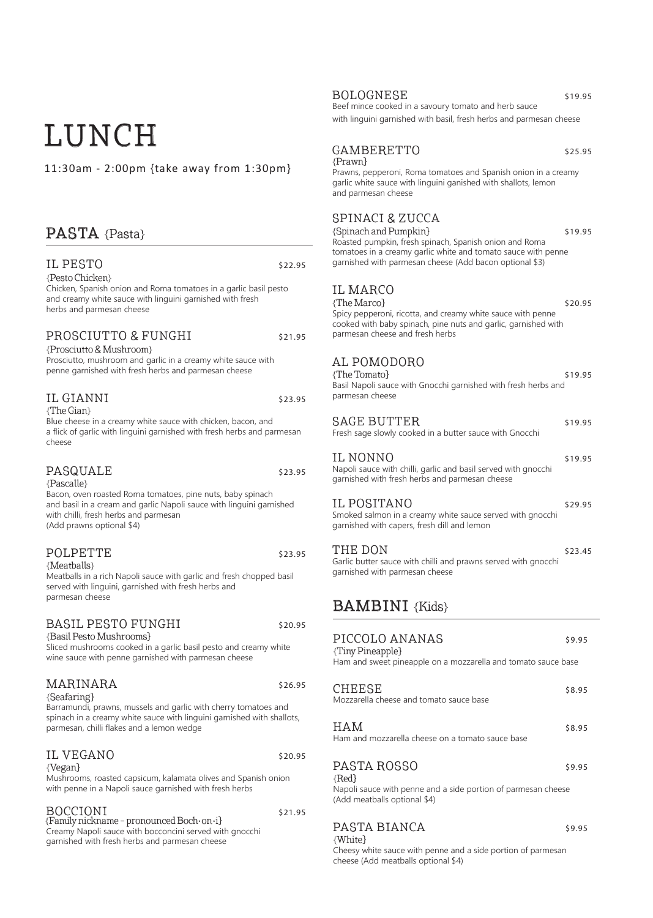# LUNCH

11:30am - 2:00pm {take away from 1:30pm}

## PASTA {Pasta}

### IL PESTO — $22.95
{Pesto Chicken}
Chicken, Spanish onion and Roma tomatoes in a garlic basil pesto and creamy white sauce with linguini garnished with fresh herbs and parmesan cheese

### PROSCIUTTO & FUNGHI — $21.95
{Prosciutto & Mushroom}
Prosciutto, mushroom and garlic in a creamy white sauce with penne garnished with fresh herbs and parmesan cheese

### IL GIANNI — $23.95
{The Gian}
Blue cheese in a creamy white sauce with chicken, bacon, and a flick of garlic with linguini garnished with fresh herbs and parmesan cheese

### PASQUALE — $23.95
{Pascalle}
Bacon, oven roasted Roma tomatoes, pine nuts, baby spinach and basil in a cream and garlic Napoli sauce with linguini garnished with chilli, fresh herbs and parmesan
(Add prawns optional $4)

### POLPETTE — $23.95
{Meatballs}
Meatballs in a rich Napoli sauce with garlic and fresh chopped basil served with linguini, garnished with fresh herbs and parmesan cheese

### BASIL PESTO FUNGHI — $20.95
{Basil Pesto Mushrooms}
Sliced mushrooms cooked in a garlic basil pesto and creamy white wine sauce with penne garnished with parmesan cheese

### MARINARA — $26.95
{Seafaring}
Barramundi, prawns, mussels and garlic with cherry tomatoes and spinach in a creamy white sauce with linguini garnished with shallots, parmesan, chilli flakes and a lemon wedge

### IL VEGANO — $20.95
{Vegan}
Mushrooms, roasted capsicum, kalamata olives and Spanish onion with penne in a Napoli sauce garnished with fresh herbs

### BOCCIONI — $21.95
{Family nickname – pronounced Boch·on·i}
Creamy Napoli sauce with bocconcini served with gnocchi garnished with fresh herbs and parmesan cheese

### BOLOGNESE — $19.95
Beef mince cooked in a savoury tomato and herb sauce with linguini garnished with basil, fresh herbs and parmesan cheese

### GAMBERETTO — $25.95
{Prawn}
Prawns, pepperoni, Roma tomatoes and Spanish onion in a creamy garlic white sauce with linguini ganished with shallots, lemon and parmesan cheese

### SPINACI & ZUCCA — $19.95
{Spinach and Pumpkin}
Roasted pumpkin, fresh spinach, Spanish onion and Roma tomatoes in a creamy garlic white and tomato sauce with penne garnished with parmesan cheese (Add bacon optional $3)

### IL MARCO — $20.95
{The Marco}
Spicy pepperoni, ricotta, and creamy white sauce with penne cooked with baby spinach, pine nuts and garlic, garnished with parmesan cheese and fresh herbs

### AL POMODORO — $19.95
{The Tomato}
Basil Napoli sauce with Gnocchi garnished with fresh herbs and parmesan cheese

### SAGE BUTTER — $19.95
Fresh sage slowly cooked in a butter sauce with Gnocchi

### IL NONNO — $19.95
Napoli sauce with chilli, garlic and basil served with gnocchi garnished with fresh herbs and parmesan cheese

### IL POSITANO — $29.95
Smoked salmon in a creamy white sauce served with gnocchi garnished with capers, fresh dill and lemon

### THE DON — $23.45
Garlic butter sauce with chilli and prawns served with gnocchi garnished with parmesan cheese

## BAMBINI {Kids}

### PICCOLO ANANAS — $9.95
{Tiny Pineapple}
Ham and sweet pineapple on a mozzarella and tomato sauce base

### CHEESE — $8.95
Mozzarella cheese and tomato sauce base

### HAM — $8.95
Ham and mozzarella cheese on a tomato sauce base

### PASTA ROSSO — $9.95
{Red}
Napoli sauce with penne and a side portion of parmesan cheese
(Add meatballs optional $4)

### PASTA BIANCA — $9.95
{White}
Cheesy white sauce with penne and a side portion of parmesan cheese (Add meatballs optional $4)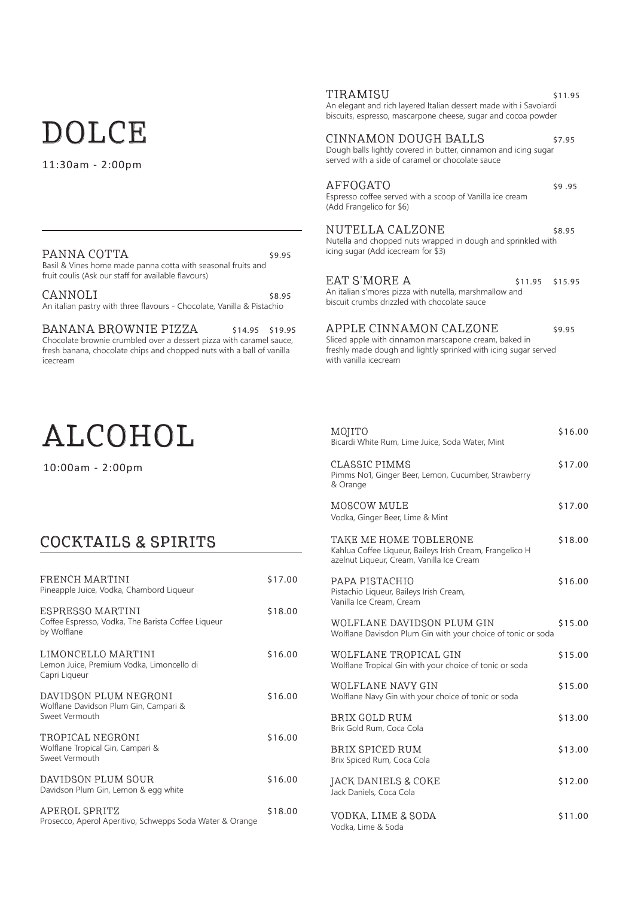# DOLCE

11:30am - 2:00pm

**PANNA COTTA** $9.95
Basil & Vines home made panna cotta with seasonal fruits and fruit coulis (Ask our staff for available flavours)

**CANNOLI** $8.95
An italian pastry with three flavours - Chocolate, Vanilla & Pistachio

**BANANA BROWNIE PIZZA** $14.95 $19.95
Chocolate brownie crumbled over a dessert pizza with caramel sauce, fresh banana, chocolate chips and chopped nuts with a ball of vanilla icecream

**TIRAMISU** $11.95
An elegant and rich layered Italian dessert made with i Savoiardi biscuits, espresso, mascarpone cheese, sugar and cocoa powder

**CINNAMON DOUGH BALLS** $7.95
Dough balls lightly covered in butter, cinnamon and icing sugar served with a side of caramel or chocolate sauce

**AFFOGATO** $9 .95
Espresso coffee served with a scoop of Vanilla ice cream (Add Frangelico for $6)

**NUTELLA CALZONE** $8.95
Nutella and chopped nuts wrapped in dough and sprinkled with icing sugar (Add icecream for $3)

**EAT S'MORE A** $11.95 $15.95
An italian s'mores pizza with nutella, marshmallow and biscuit crumbs drizzled with chocolate sauce

**APPLE CINNAMON CALZONE** $9.95
Sliced apple with cinnamon marscapone cream, baked in freshly made dough and lightly sprinked with icing sugar served with vanilla icecream

# ALCOHOL

10:00am - 2:00pm

## COCKTAILS & SPIRITS

**FRENCH MARTINI** $17.00
Pineapple Juice, Vodka, Chambord Liqueur

**ESPRESSO MARTINI** $18.00
Coffee Espresso, Vodka, The Barista Coffee Liqueur by Wolflane

**LIMONCELLO MARTINI** $16.00
Lemon Juice, Premium Vodka, Limoncello di Capri Liqueur

**DAVIDSON PLUM NEGRONI** $16.00
Wolflane Davidson Plum Gin, Campari & Sweet Vermouth

**TROPICAL NEGRONI** $16.00
Wolflane Tropical Gin, Campari & Sweet Vermouth

**DAVIDSON PLUM SOUR** $16.00
Davidson Plum Gin, Lemon & egg white

**APEROL SPRITZ** $18.00
Prosecco, Aperol Aperitivo, Schwepps Soda Water & Orange

**MOJITO** $16.00
Bicardi White Rum, Lime Juice, Soda Water, Mint

**CLASSIC PIMMS** $17.00
Pimms No1, Ginger Beer, Lemon, Cucumber, Strawberry & Orange

**MOSCOW MULE** $17.00
Vodka, Ginger Beer, Lime & Mint

**TAKE ME HOME TOBLERONE** $18.00
Kahlua Coffee Liqueur, Baileys Irish Cream, Frangelico Hazelnut Liqueur, Cream, Vanilla Ice Cream

**PAPA PISTACHIO** $16.00
Pistachio Liqueur, Baileys Irish Cream, Vanilla Ice Cream, Cream

**WOLFLANE DAVIDSON PLUM GIN** $15.00
Wolflane Davisdon Plum Gin with your choice of tonic or soda

**WOLFLANE TROPICAL GIN** $15.00
Wolflane Tropical Gin with your choice of tonic or soda

**WOLFLANE NAVY GIN** $15.00
Wolflane Navy Gin with your choice of tonic or soda

**BRIX GOLD RUM** $13.00
Brix Gold Rum, Coca Cola

**BRIX SPICED RUM** $13.00
Brix Spiced Rum, Coca Cola

**JACK DANIELS & COKE** $12.00
Jack Daniels, Coca Cola

**VODKA, LIME & SODA** $11.00
Vodka, Lime & Soda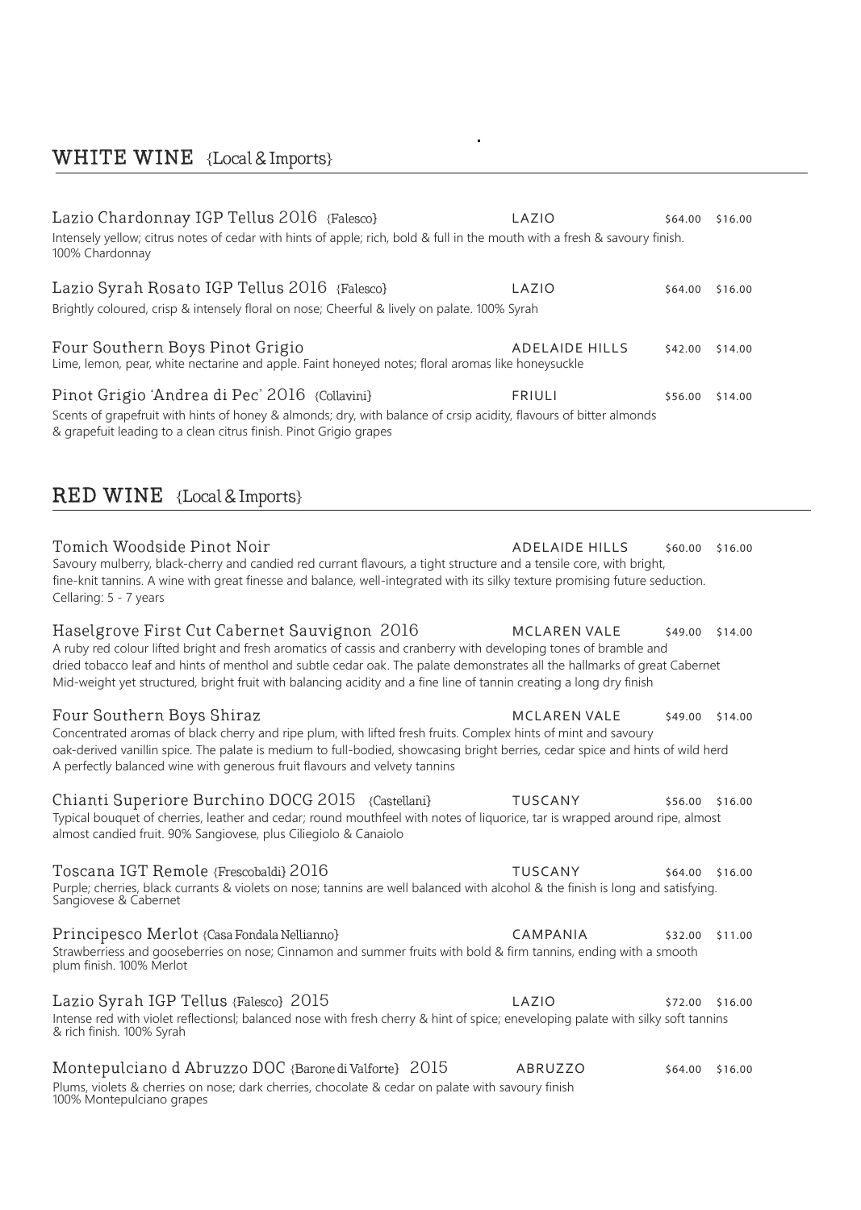## WHITE WINE {Local & Imports}

**Lazio Chardonnay IGP Tellus 2016** {Falesco} — LAZIO — $64.00 — $16.00

Intensely yellow; citrus notes of cedar with hints of apple; rich, bold & full in the mouth with a fresh & savoury finish. 100% Chardonnay

**Lazio Syrah Rosato IGP Tellus 2016** {Falesco} — LAZIO — $64.00 — $16.00

Brightly coloured, crisp & intensely floral on nose; Cheerful & lively on palate. 100% Syrah

**Four Southern Boys Pinot Grigio** — ADELAIDE HILLS — $42.00 — $14.00

Lime, lemon, pear, white nectarine and apple. Faint honeyed notes; floral aromas like honeysuckle

**Pinot Grigio 'Andrea di Pec' 2016** {Collavini} — FRIULI — $56.00 — $14.00

Scents of grapefruit with hints of honey & almonds; dry, with balance of crsip acidity, flavours of bitter almonds & grapefuit leading to a clean citrus finish. Pinot Grigio grapes

## RED WINE {Local & Imports}

**Tomich Woodside Pinot Noir** — ADELAIDE HILLS — $60.00 — $16.00

Savoury mulberry, black-cherry and candied red currant flavours, a tight structure and a tensile core, with bright, fine-knit tannins. A wine with great finesse and balance, well-integrated with its silky texture promising future seduction. Cellaring: 5 - 7 years

**Haselgrove First Cut Cabernet Sauvignon 2016** — MCLAREN VALE — $49.00 — $14.00

A ruby red colour lifted bright and fresh aromatics of cassis and cranberry with developing tones of bramble and dried tobacco leaf and hints of menthol and subtle cedar oak. The palate demonstrates all the hallmarks of great Cabernet Mid-weight yet structured, bright fruit with balancing acidity and a fine line of tannin creating a long dry finish

**Four Southern Boys Shiraz** — MCLAREN VALE — $49.00 — $14.00

Concentrated aromas of black cherry and ripe plum, with lifted fresh fruits. Complex hints of mint and savoury oak-derived vanillin spice. The palate is medium to full-bodied, showcasing bright berries, cedar spice and hints of wild herd A perfectly balanced wine with generous fruit flavours and velvety tannins

**Chianti Superiore Burchino DOCG 2015** {Castellani} — TUSCANY — $56.00 — $16.00

Typical bouquet of cherries, leather and cedar; round mouthfeel with notes of liquorice, tar is wrapped around ripe, almost almost candied fruit. 90% Sangiovese, plus Ciliegiolo & Canaiolo

**Toscana IGT Remole** {Frescobaldi} **2016** — TUSCANY — $64.00 — $16.00

Purple; cherries, black currants & violets on nose; tannins are well balanced with alcohol & the finish is long and satisfying. Sangiovese & Cabernet

**Principesco Merlot** {Casa Fondala Nellianno} — CAMPANIA — $32.00 — $11.00

Strawberriess and gooseberries on nose; Cinnamon and summer fruits with bold & firm tannins, ending with a smooth plum finish. 100% Merlot

**Lazio Syrah IGP Tellus** {Falesco} **2015** — LAZIO — $72.00 — $16.00

Intense red with violet reflectionsl; balanced nose with fresh cherry & hint of spice; eneveloping palate with silky soft tannins & rich finish. 100% Syrah

**Montepulciano d Abruzzo DOC** {Barone di Valforte} **2015** — ABRUZZO — $64.00 — $16.00

Plums, violets & cherries on nose; dark cherries, chocolate & cedar on palate with savoury finish 100% Montepulciano grapes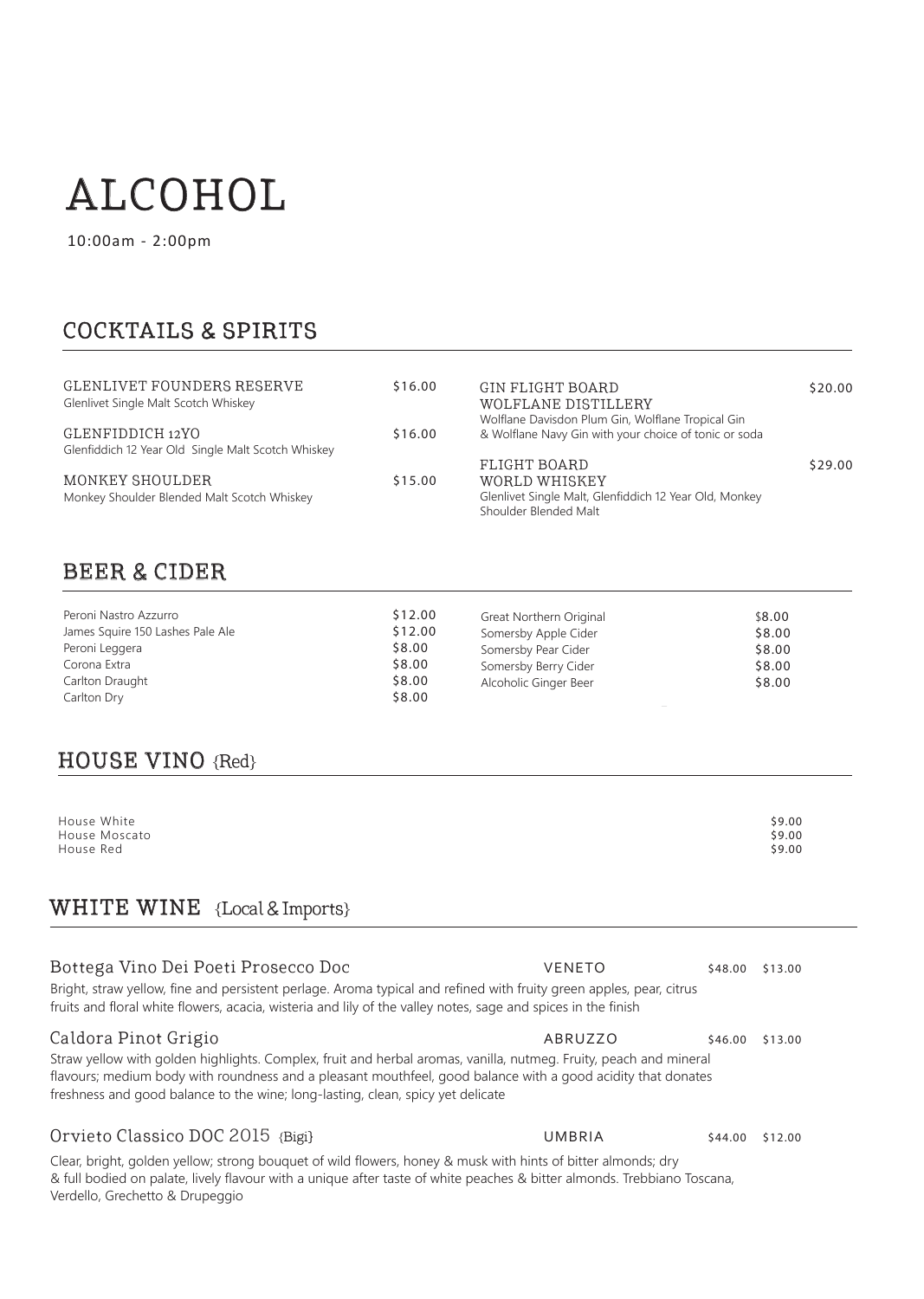# ALCOHOL

10:00am - 2:00pm

## COCKTAILS & SPIRITS

| Item | Price |
|---|---|
| GLENLIVET FOUNDERS RESERVE<br>Glenlivet Single Malt Scotch Whiskey | $16.00 |
| GLENFIDDICH 12YO<br>Glenfiddich 12 Year Old Single Malt Scotch Whiskey | $16.00 |
| MONKEY SHOULDER<br>Monkey Shoulder Blended Malt Scotch Whiskey | $15.00 |
| GIN FLIGHT BOARD<br>WOLFLANE DISTILLERY<br>Wolflane Davisdon Plum Gin, Wolflane Tropical Gin & Wolflane Navy Gin with your choice of tonic or soda | $20.00 |
| FLIGHT BOARD<br>WORLD WHISKEY<br>Glenlivet Single Malt, Glenfiddich 12 Year Old, Monkey Shoulder Blended Malt | $29.00 |

## BEER & CIDER

| Item | Price |
|---|---|
| Peroni Nastro Azzurro | $12.00 |
| James Squire 150 Lashes Pale Ale | $12.00 |
| Peroni Leggera | $8.00 |
| Corona Extra | $8.00 |
| Carlton Draught | $8.00 |
| Carlton Dry | $8.00 |
| Great Northern Original | $8.00 |
| Somersby Apple Cider | $8.00 |
| Somersby Pear Cider | $8.00 |
| Somersby Berry Cider | $8.00 |
| Alcoholic Ginger Beer | $8.00 |

## HOUSE VINO {Red}

| Item | Price |
|---|---|
| House White | $9.00 |
| House Moscato | $9.00 |
| House Red | $9.00 |

## WHITE WINE {Local & Imports}

**Bottega Vino Dei Poeti Prosecco Doc** — VENETO — $48.00 — $13.00

Bright, straw yellow, fine and persistent perlage. Aroma typical and refined with fruity green apples, pear, citrus fruits and floral white flowers, acacia, wisteria and lily of the valley notes, sage and spices in the finish

**Caldora Pinot Grigio** — ABRUZZO — $46.00 — $13.00

Straw yellow with golden highlights. Complex, fruit and herbal aromas, vanilla, nutmeg. Fruity, peach and mineral flavours; medium body with roundness and a pleasant mouthfeel, good balance with a good acidity that donates freshness and good balance to the wine; long-lasting, clean, spicy yet delicate

**Orvieto Classico DOC 2015 {Bigi}** — UMBRIA — $44.00 — $12.00

Clear, bright, golden yellow; strong bouquet of wild flowers, honey & musk with hints of bitter almonds; dry & full bodied on palate, lively flavour with a unique after taste of white peaches & bitter almonds. Trebbiano Toscana, Verdello, Grechetto & Drupeggio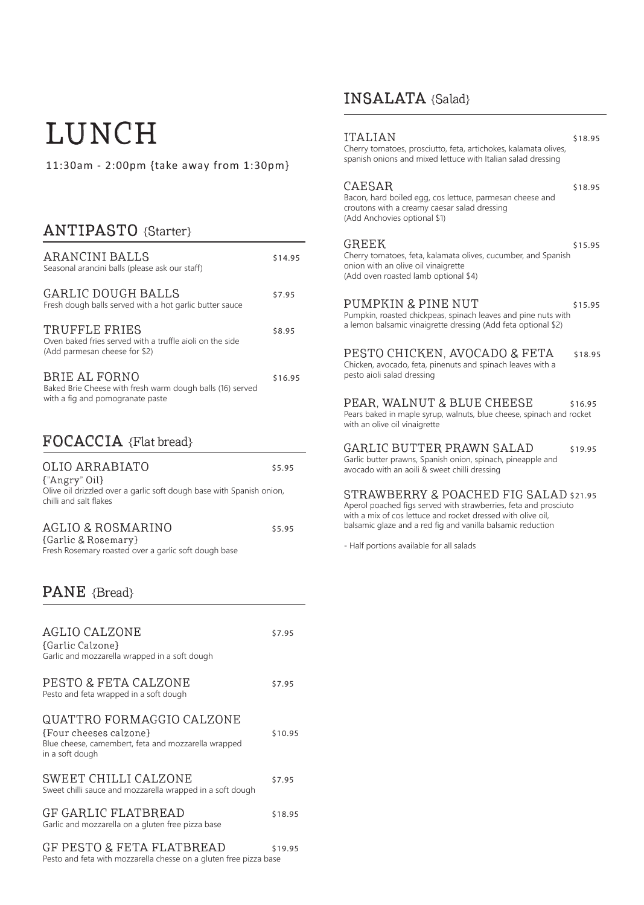# LUNCH

11:30am - 2:00pm {take away from 1:30pm}

## ANTIPASTO {Starter}

### ARANCINI BALLS — $14.95
Seasonal arancini balls (please ask our staff)

### GARLIC DOUGH BALLS — $7.95
Fresh dough balls served with a hot garlic butter sauce

### TRUFFLE FRIES — $8.95
Oven baked fries served with a truffle aioli on the side
(Add parmesan cheese for $2)

### BRIE AL FORNO — $16.95
Baked Brie Cheese with fresh warm dough balls (16) served with a fig and pomogranate paste

## FOCACCIA {Flat bread}

### OLIO ARRABIATO — $5.95
{"Angry" Oil}
Olive oil drizzled over a garlic soft dough base with Spanish onion, chilli and salt flakes

### AGLIO & ROSMARINO — $5.95
{Garlic & Rosemary}
Fresh Rosemary roasted over a garlic soft dough base

## PANE {Bread}

### AGLIO CALZONE — $7.95
{Garlic Calzone}
Garlic and mozzarella wrapped in a soft dough

### PESTO & FETA CALZONE — $7.95
Pesto and feta wrapped in a soft dough

### QUATTRO FORMAGGIO CALZONE — $10.95
{Four cheeses calzone}
Blue cheese, camembert, feta and mozzarella wrapped in a soft dough

### SWEET CHILLI CALZONE — $7.95
Sweet chilli sauce and mozzarella wrapped in a soft dough

### GF GARLIC FLATBREAD — $18.95
Garlic and mozzarella on a gluten free pizza base

### GF PESTO & FETA FLATBREAD — $19.95
Pesto and feta with mozzarella chesse on a gluten free pizza base

## INSALATA {Salad}

### ITALIAN — $18.95
Cherry tomatoes, prosciutto, feta, artichokes, kalamata olives, spanish onions and mixed lettuce with Italian salad dressing

### CAESAR — $18.95
Bacon, hard boiled egg, cos lettuce, parmesan cheese and croutons with a creamy caesar salad dressing
(Add Anchovies optional $1)

### GREEK — $15.95
Cherry tomatoes, feta, kalamata olives, cucumber, and Spanish onion with an olive oil vinaigrette
(Add oven roasted lamb optional $4)

### PUMPKIN & PINE NUT — $15.95
Pumpkin, roasted chickpeas, spinach leaves and pine nuts with a lemon balsamic vinaigrette dressing (Add feta optional $2)

### PESTO CHICKEN, AVOCADO & FETA — $18.95
Chicken, avocado, feta, pinenuts and spinach leaves with a pesto aioli salad dressing

### PEAR, WALNUT & BLUE CHEESE — $16.95
Pears baked in maple syrup, walnuts, blue cheese, spinach and rocket with an olive oil vinaigrette

### GARLIC BUTTER PRAWN SALAD — $19.95
Garlic butter prawns, Spanish onion, spinach, pineapple and avocado with an aoili & sweet chilli dressing

### STRAWBERRY & POACHED FIG SALAD — $21.95
Aperol poached figs served with strawberries, feta and prosciuto with a mix of cos lettuce and rocket dressed with olive oil, balsamic glaze and a red fig and vanilla balsamic reduction

- Half portions available for all salads